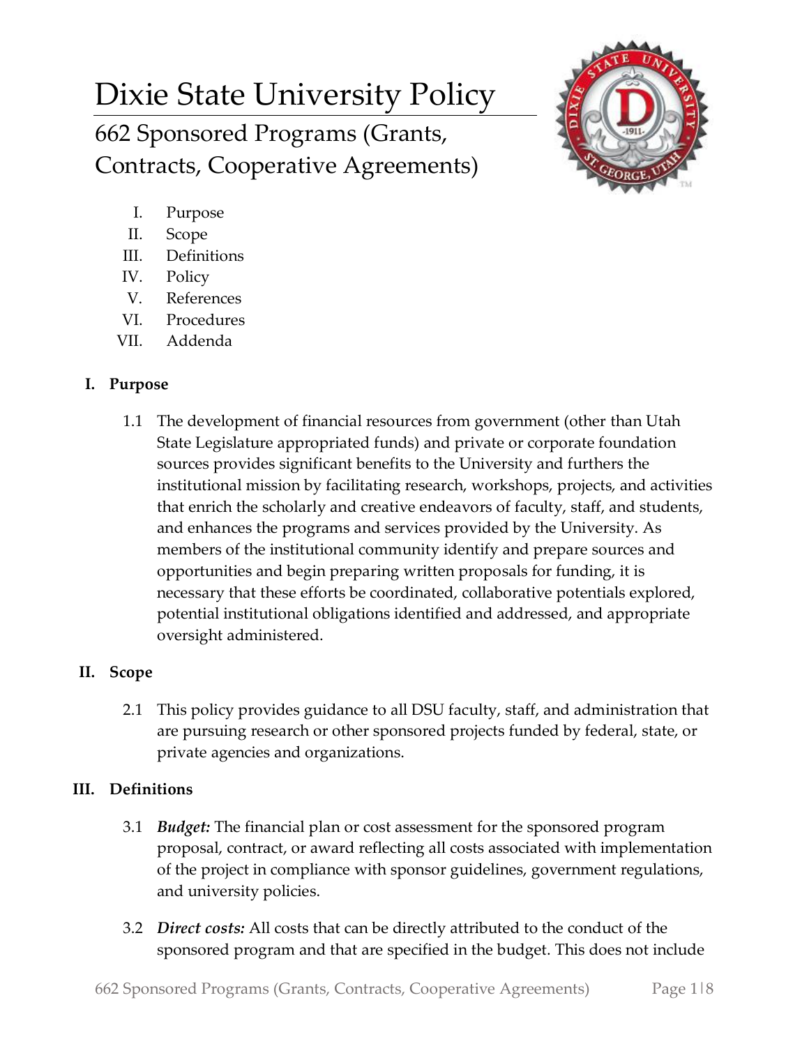# Dixie State University Policy

## 662 Sponsored Programs (Grants, Contracts, Cooperative Agreements)

I. Purpose
II. Scope
III. Definitions
IV. Policy
V. References
VI. Procedures
VII. Addenda

### I. Purpose

1.1 The development of financial resources from government (other than Utah State Legislature appropriated funds) and private or corporate foundation sources provides significant benefits to the University and furthers the institutional mission by facilitating research, workshops, projects, and activities that enrich the scholarly and creative endeavors of faculty, staff, and students, and enhances the programs and services provided by the University. As members of the institutional community identify and prepare sources and opportunities and begin preparing written proposals for funding, it is necessary that these efforts be coordinated, collaborative potentials explored, potential institutional obligations identified and addressed, and appropriate oversight administered.

### II. Scope

2.1 This policy provides guidance to all DSU faculty, staff, and administration that are pursuing research or other sponsored projects funded by federal, state, or private agencies and organizations.

### III. Definitions

3.1 ***Budget:*** The financial plan or cost assessment for the sponsored program proposal, contract, or award reflecting all costs associated with implementation of the project in compliance with sponsor guidelines, government regulations, and university policies.

3.2 ***Direct costs:*** All costs that can be directly attributed to the conduct of the sponsored program and that are specified in the budget. This does not include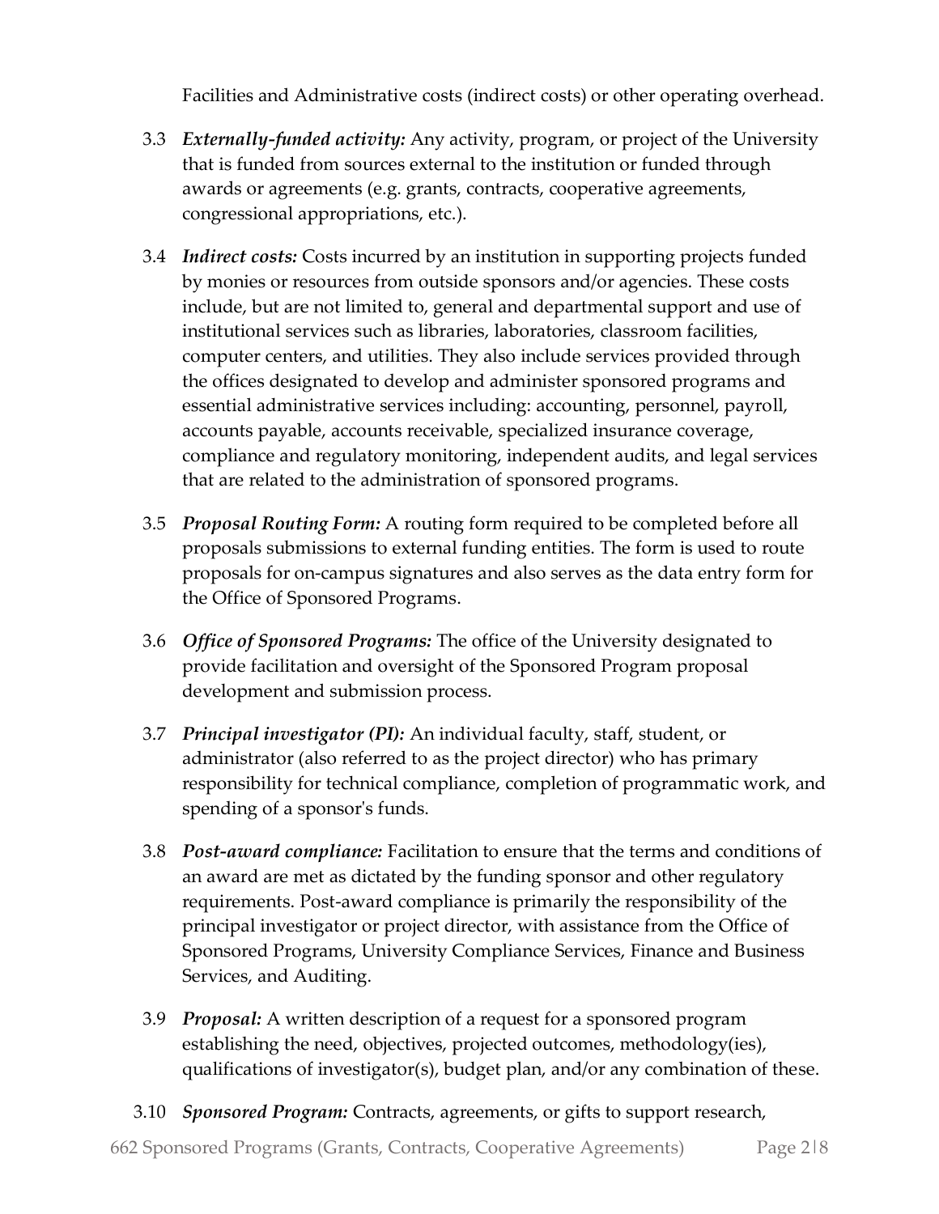Facilities and Administrative costs (indirect costs) or other operating overhead.

3.3 ***Externally-funded activity:*** Any activity, program, or project of the University that is funded from sources external to the institution or funded through awards or agreements (e.g. grants, contracts, cooperative agreements, congressional appropriations, etc.).

3.4 ***Indirect costs:*** Costs incurred by an institution in supporting projects funded by monies or resources from outside sponsors and/or agencies. These costs include, but are not limited to, general and departmental support and use of institutional services such as libraries, laboratories, classroom facilities, computer centers, and utilities. They also include services provided through the offices designated to develop and administer sponsored programs and essential administrative services including: accounting, personnel, payroll, accounts payable, accounts receivable, specialized insurance coverage, compliance and regulatory monitoring, independent audits, and legal services that are related to the administration of sponsored programs.

3.5 ***Proposal Routing Form:*** A routing form required to be completed before all proposals submissions to external funding entities. The form is used to route proposals for on-campus signatures and also serves as the data entry form for the Office of Sponsored Programs.

3.6 ***Office of Sponsored Programs:*** The office of the University designated to provide facilitation and oversight of the Sponsored Program proposal development and submission process.

3.7 ***Principal investigator (PI):*** An individual faculty, staff, student, or administrator (also referred to as the project director) who has primary responsibility for technical compliance, completion of programmatic work, and spending of a sponsor's funds.

3.8 ***Post-award compliance:*** Facilitation to ensure that the terms and conditions of an award are met as dictated by the funding sponsor and other regulatory requirements. Post-award compliance is primarily the responsibility of the principal investigator or project director, with assistance from the Office of Sponsored Programs, University Compliance Services, Finance and Business Services, and Auditing.

3.9 ***Proposal:*** A written description of a request for a sponsored program establishing the need, objectives, projected outcomes, methodology(ies), qualifications of investigator(s), budget plan, and/or any combination of these.

3.10 ***Sponsored Program:*** Contracts, agreements, or gifts to support research,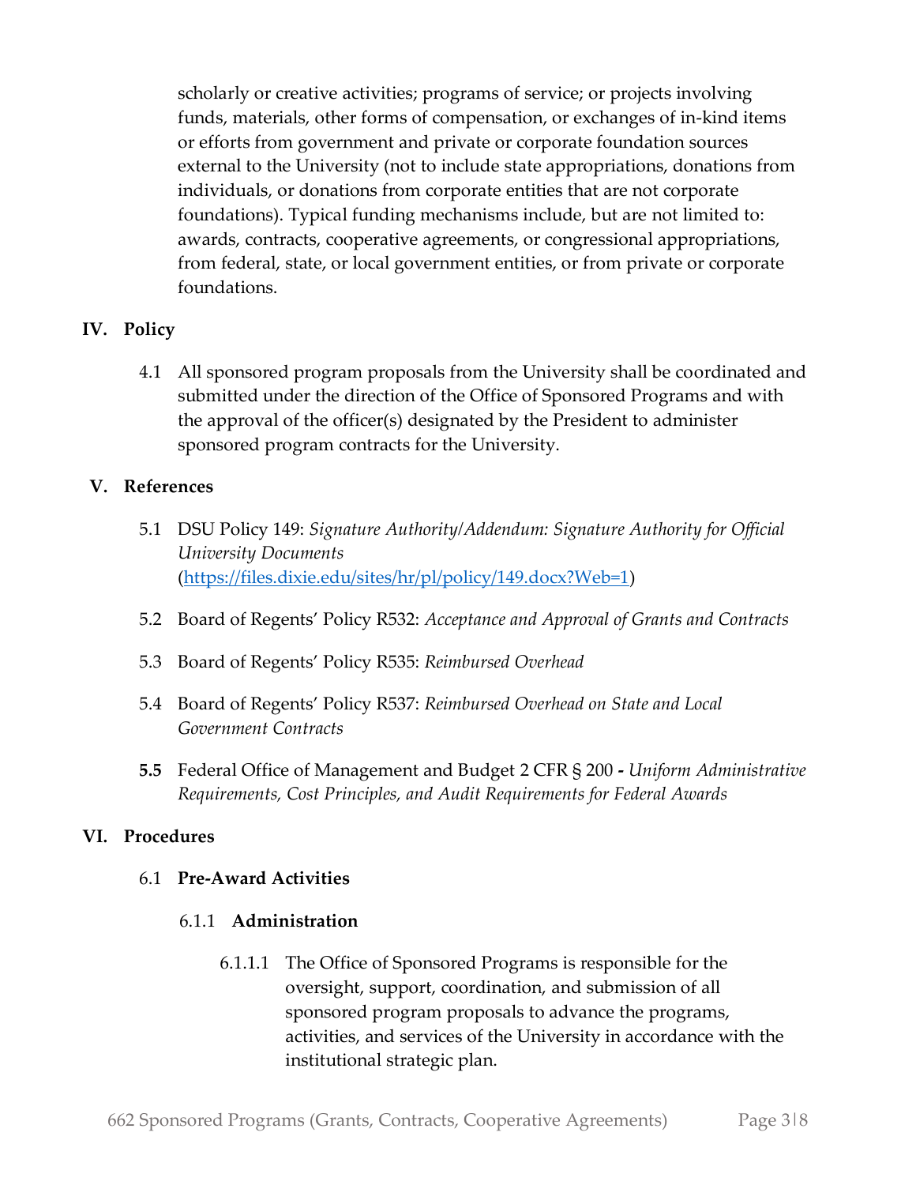scholarly or creative activities; programs of service; or projects involving funds, materials, other forms of compensation, or exchanges of in-kind items or efforts from government and private or corporate foundation sources external to the University (not to include state appropriations, donations from individuals, or donations from corporate entities that are not corporate foundations). Typical funding mechanisms include, but are not limited to: awards, contracts, cooperative agreements, or congressional appropriations, from federal, state, or local government entities, or from private or corporate foundations.

## IV. Policy

4.1 All sponsored program proposals from the University shall be coordinated and submitted under the direction of the Office of Sponsored Programs and with the approval of the officer(s) designated by the President to administer sponsored program contracts for the University.

## V. References

5.1 DSU Policy 149: *Signature Authority/Addendum: Signature Authority for Official University Documents* (https://files.dixie.edu/sites/hr/pl/policy/149.docx?Web=1)

5.2 Board of Regents' Policy R532: *Acceptance and Approval of Grants and Contracts*

5.3 Board of Regents' Policy R535: *Reimbursed Overhead*

5.4 Board of Regents' Policy R537: *Reimbursed Overhead on State and Local Government Contracts*

**5.5** Federal Office of Management and Budget 2 CFR § 200 **-** *Uniform Administrative Requirements, Cost Principles, and Audit Requirements for Federal Awards*

## VI. Procedures

### 6.1 Pre-Award Activities

#### 6.1.1 Administration

6.1.1.1 The Office of Sponsored Programs is responsible for the oversight, support, coordination, and submission of all sponsored program proposals to advance the programs, activities, and services of the University in accordance with the institutional strategic plan.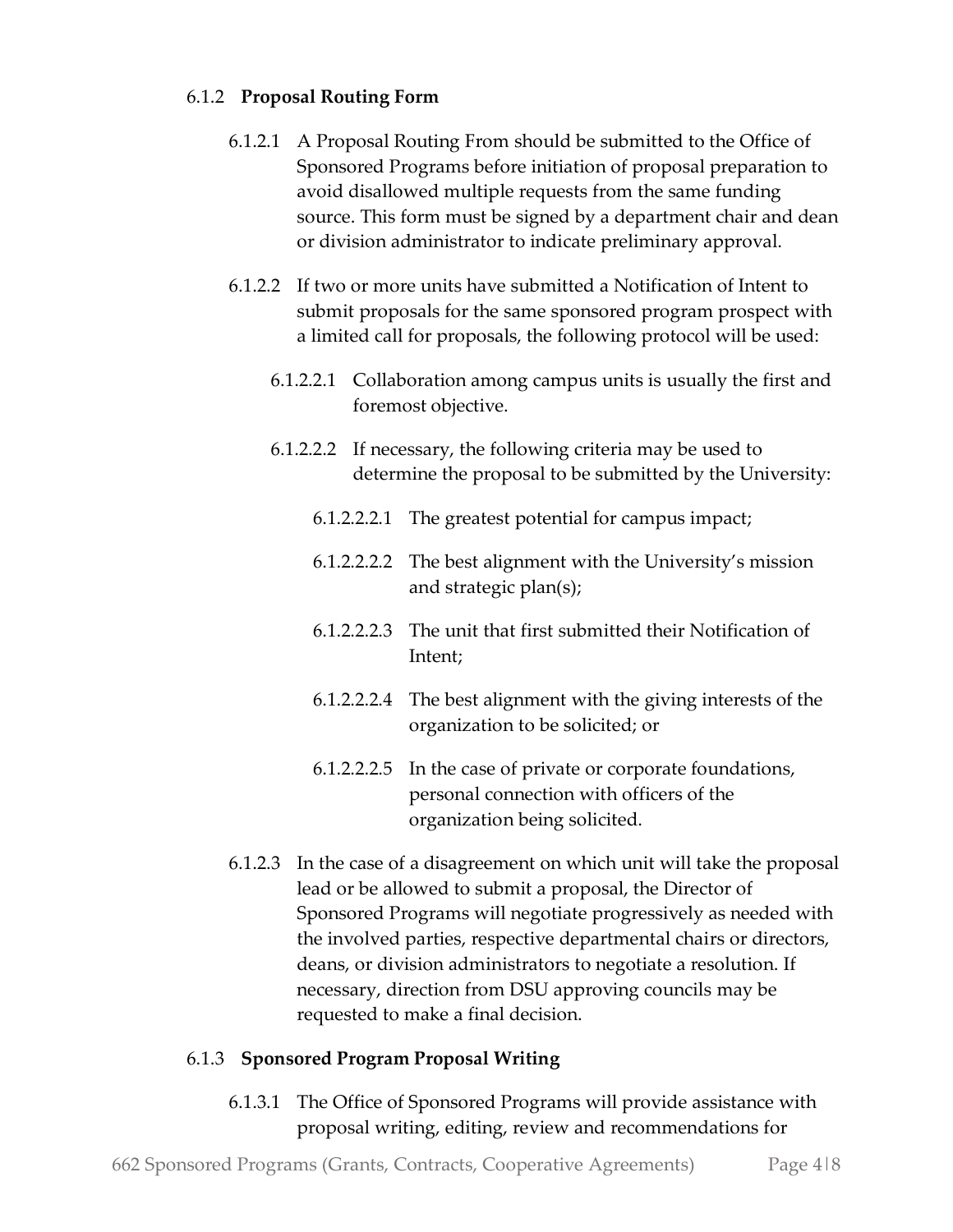### 6.1.2 **Proposal Routing Form**

6.1.2.1 A Proposal Routing From should be submitted to the Office of Sponsored Programs before initiation of proposal preparation to avoid disallowed multiple requests from the same funding source. This form must be signed by a department chair and dean or division administrator to indicate preliminary approval.

6.1.2.2 If two or more units have submitted a Notification of Intent to submit proposals for the same sponsored program prospect with a limited call for proposals, the following protocol will be used:

6.1.2.2.1 Collaboration among campus units is usually the first and foremost objective.

6.1.2.2.2 If necessary, the following criteria may be used to determine the proposal to be submitted by the University:

6.1.2.2.2.1 The greatest potential for campus impact;

6.1.2.2.2.2 The best alignment with the University's mission and strategic plan(s);

6.1.2.2.2.3 The unit that first submitted their Notification of Intent;

6.1.2.2.2.4 The best alignment with the giving interests of the organization to be solicited; or

6.1.2.2.2.5 In the case of private or corporate foundations, personal connection with officers of the organization being solicited.

6.1.2.3 In the case of a disagreement on which unit will take the proposal lead or be allowed to submit a proposal, the Director of Sponsored Programs will negotiate progressively as needed with the involved parties, respective departmental chairs or directors, deans, or division administrators to negotiate a resolution. If necessary, direction from DSU approving councils may be requested to make a final decision.

### 6.1.3 **Sponsored Program Proposal Writing**

6.1.3.1 The Office of Sponsored Programs will provide assistance with proposal writing, editing, review and recommendations for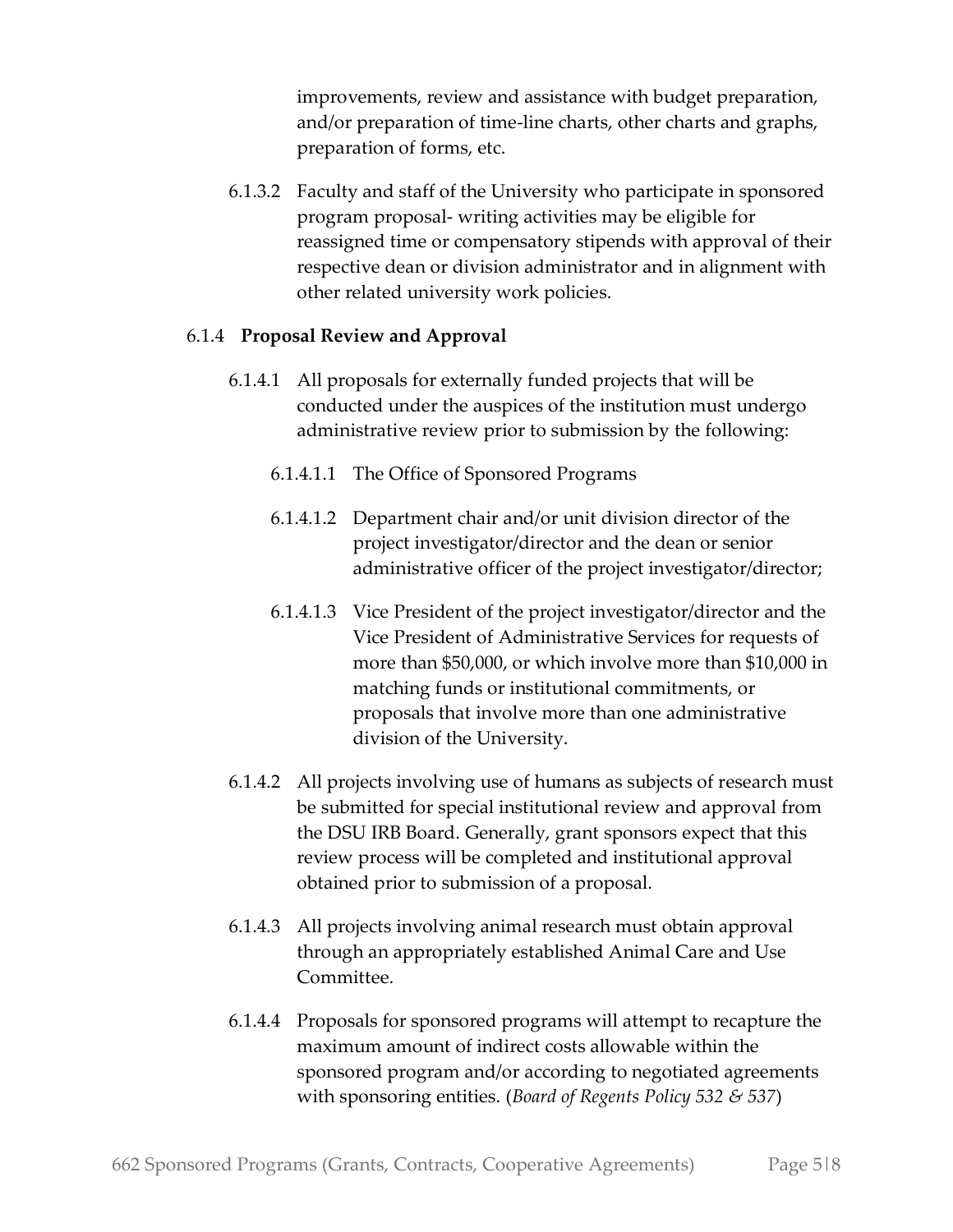improvements, review and assistance with budget preparation, and/or preparation of time-line charts, other charts and graphs, preparation of forms, etc.

6.1.3.2 Faculty and staff of the University who participate in sponsored program proposal- writing activities may be eligible for reassigned time or compensatory stipends with approval of their respective dean or division administrator and in alignment with other related university work policies.

#### 6.1.4 **Proposal Review and Approval**

6.1.4.1 All proposals for externally funded projects that will be conducted under the auspices of the institution must undergo administrative review prior to submission by the following:

6.1.4.1.1 The Office of Sponsored Programs

6.1.4.1.2 Department chair and/or unit division director of the project investigator/director and the dean or senior administrative officer of the project investigator/director;

6.1.4.1.3 Vice President of the project investigator/director and the Vice President of Administrative Services for requests of more than $50,000, or which involve more than $10,000 in matching funds or institutional commitments, or proposals that involve more than one administrative division of the University.

6.1.4.2 All projects involving use of humans as subjects of research must be submitted for special institutional review and approval from the DSU IRB Board. Generally, grant sponsors expect that this review process will be completed and institutional approval obtained prior to submission of a proposal.

6.1.4.3 All projects involving animal research must obtain approval through an appropriately established Animal Care and Use Committee.

6.1.4.4 Proposals for sponsored programs will attempt to recapture the maximum amount of indirect costs allowable within the sponsored program and/or according to negotiated agreements with sponsoring entities. (*Board of Regents Policy 532 & 537*)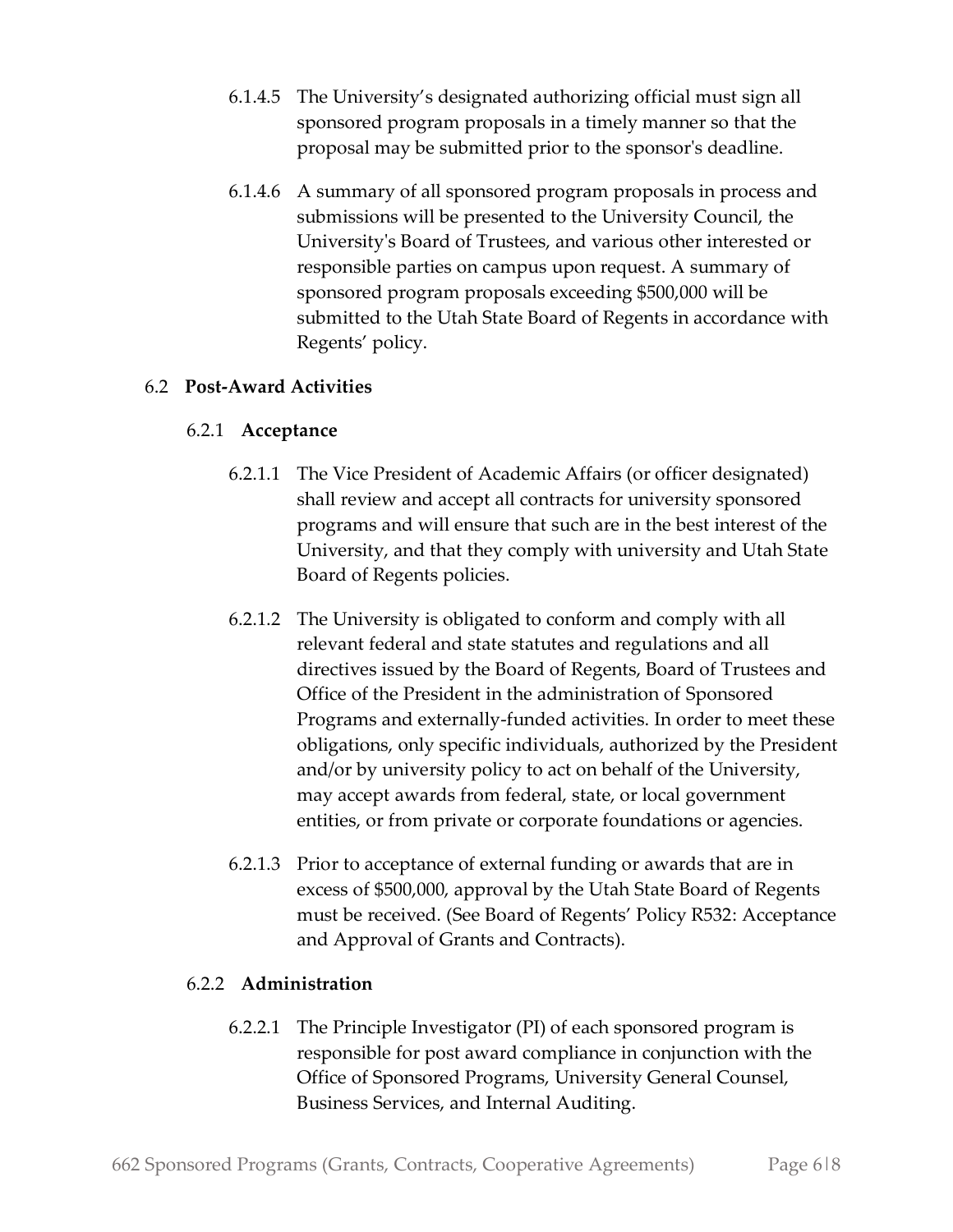6.1.4.5 The University's designated authorizing official must sign all sponsored program proposals in a timely manner so that the proposal may be submitted prior to the sponsor's deadline.

6.1.4.6 A summary of all sponsored program proposals in process and submissions will be presented to the University Council, the University's Board of Trustees, and various other interested or responsible parties on campus upon request. A summary of sponsored program proposals exceeding $500,000 will be submitted to the Utah State Board of Regents in accordance with Regents' policy.

## 6.2 Post-Award Activities

### 6.2.1 Acceptance

6.2.1.1 The Vice President of Academic Affairs (or officer designated) shall review and accept all contracts for university sponsored programs and will ensure that such are in the best interest of the University, and that they comply with university and Utah State Board of Regents policies.

6.2.1.2 The University is obligated to conform and comply with all relevant federal and state statutes and regulations and all directives issued by the Board of Regents, Board of Trustees and Office of the President in the administration of Sponsored Programs and externally-funded activities. In order to meet these obligations, only specific individuals, authorized by the President and/or by university policy to act on behalf of the University, may accept awards from federal, state, or local government entities, or from private or corporate foundations or agencies.

6.2.1.3 Prior to acceptance of external funding or awards that are in excess of $500,000, approval by the Utah State Board of Regents must be received. (See Board of Regents' Policy R532: Acceptance and Approval of Grants and Contracts).

### 6.2.2 Administration

6.2.2.1 The Principle Investigator (PI) of each sponsored program is responsible for post award compliance in conjunction with the Office of Sponsored Programs, University General Counsel, Business Services, and Internal Auditing.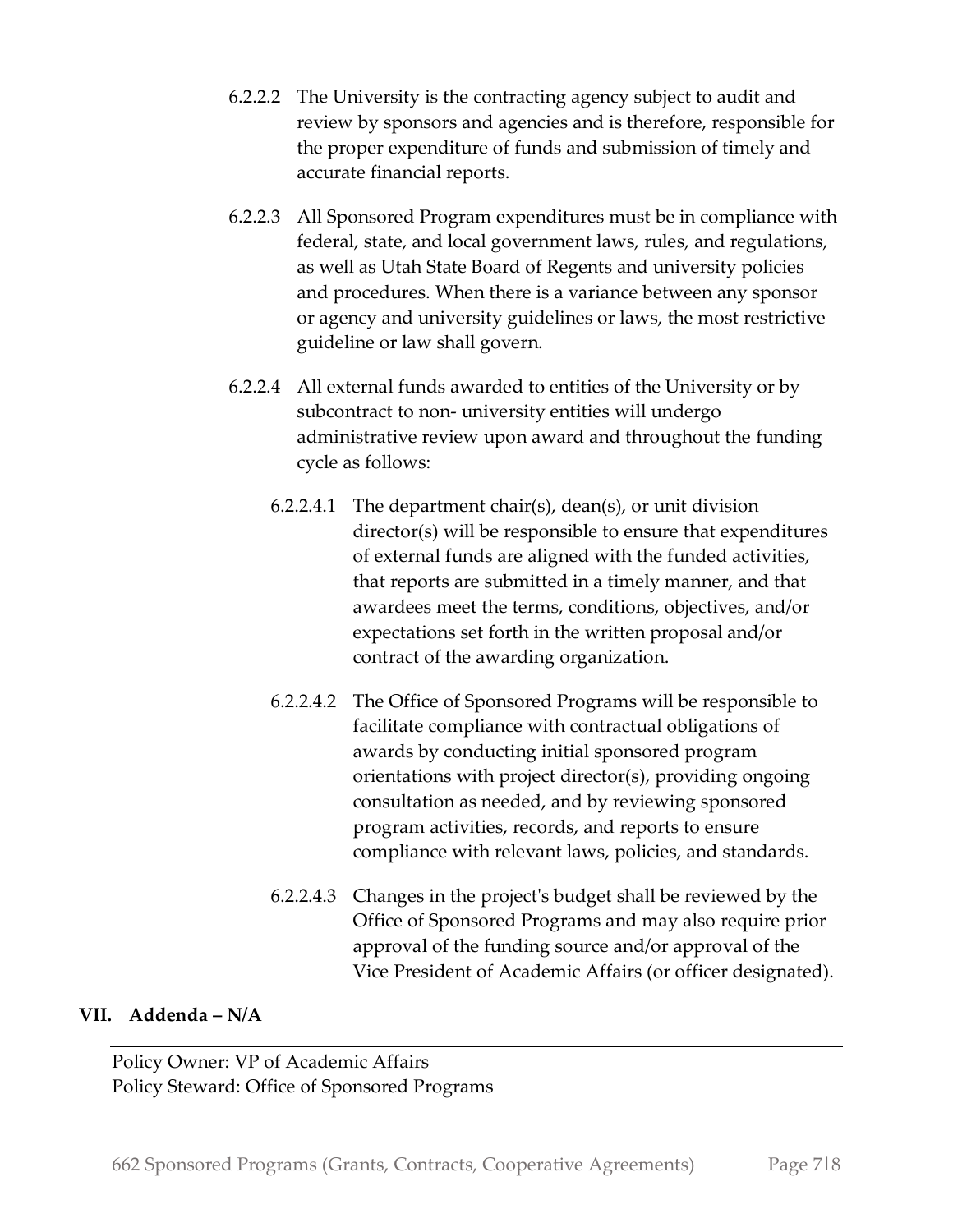6.2.2.2 The University is the contracting agency subject to audit and review by sponsors and agencies and is therefore, responsible for the proper expenditure of funds and submission of timely and accurate financial reports.

6.2.2.3 All Sponsored Program expenditures must be in compliance with federal, state, and local government laws, rules, and regulations, as well as Utah State Board of Regents and university policies and procedures. When there is a variance between any sponsor or agency and university guidelines or laws, the most restrictive guideline or law shall govern.

6.2.2.4 All external funds awarded to entities of the University or by subcontract to non- university entities will undergo administrative review upon award and throughout the funding cycle as follows:

6.2.2.4.1 The department chair(s), dean(s), or unit division director(s) will be responsible to ensure that expenditures of external funds are aligned with the funded activities, that reports are submitted in a timely manner, and that awardees meet the terms, conditions, objectives, and/or expectations set forth in the written proposal and/or contract of the awarding organization.

6.2.2.4.2 The Office of Sponsored Programs will be responsible to facilitate compliance with contractual obligations of awards by conducting initial sponsored program orientations with project director(s), providing ongoing consultation as needed, and by reviewing sponsored program activities, records, and reports to ensure compliance with relevant laws, policies, and standards.

6.2.2.4.3 Changes in the project's budget shall be reviewed by the Office of Sponsored Programs and may also require prior approval of the funding source and/or approval of the Vice President of Academic Affairs (or officer designated).

## VII. Addenda – N/A

---

Policy Owner: VP of Academic Affairs
Policy Steward: Office of Sponsored Programs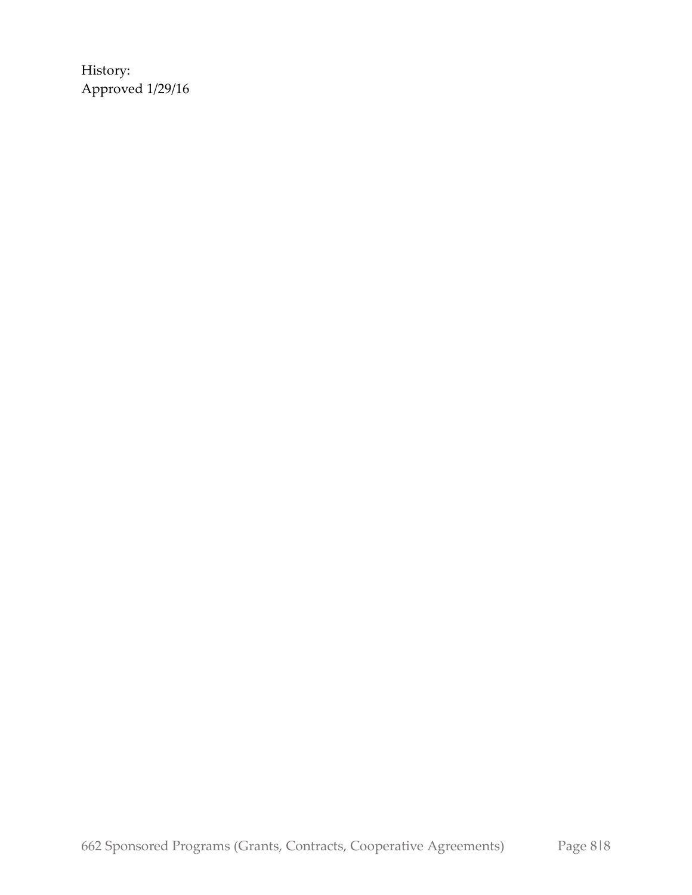History:
Approved 1/29/16